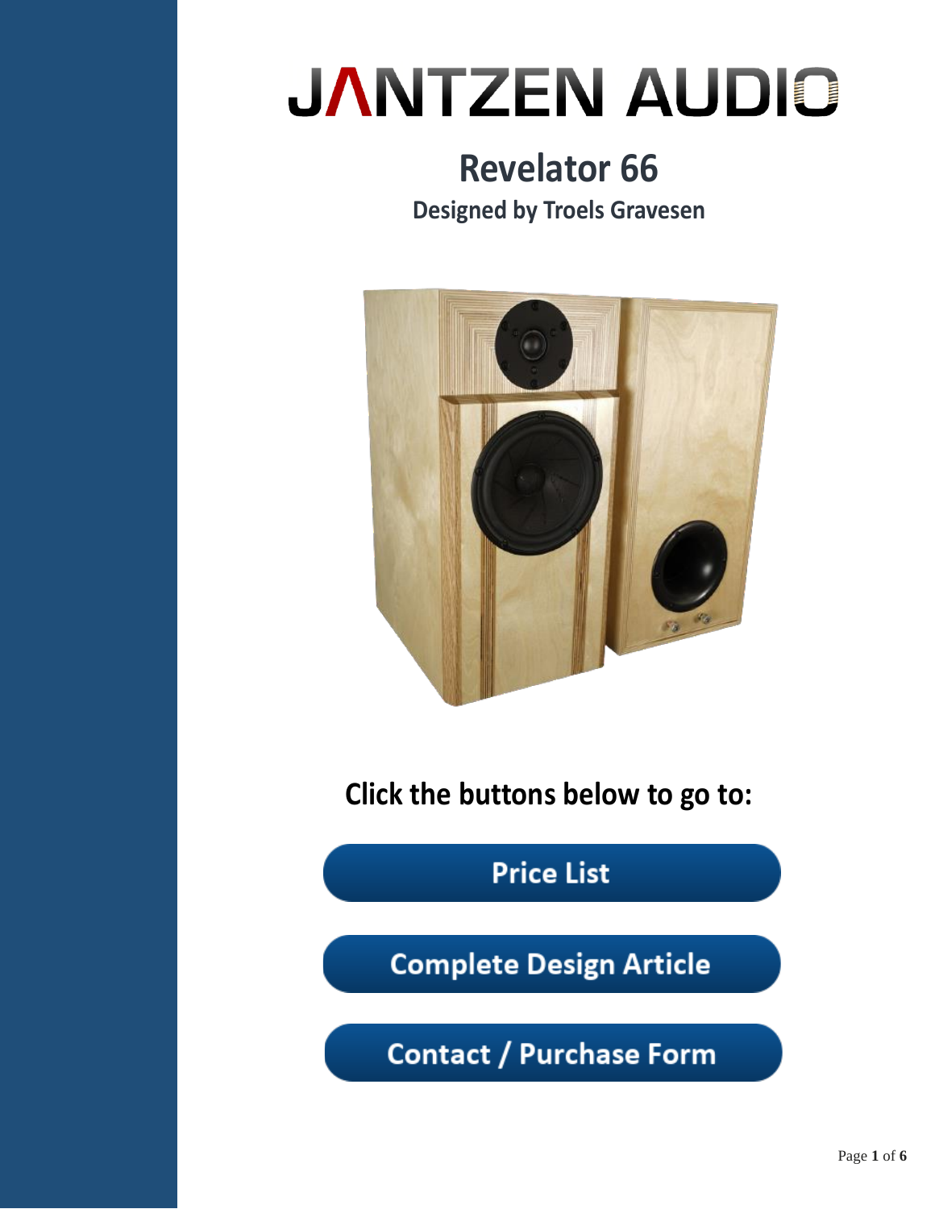# JANTZEN AUDIO

## Revelator 66

**Designed by Troels Gravesen**

**Click the buttons below to go to:**

**Price List**

**Complete Design Article**

**Contact / Purchase Form**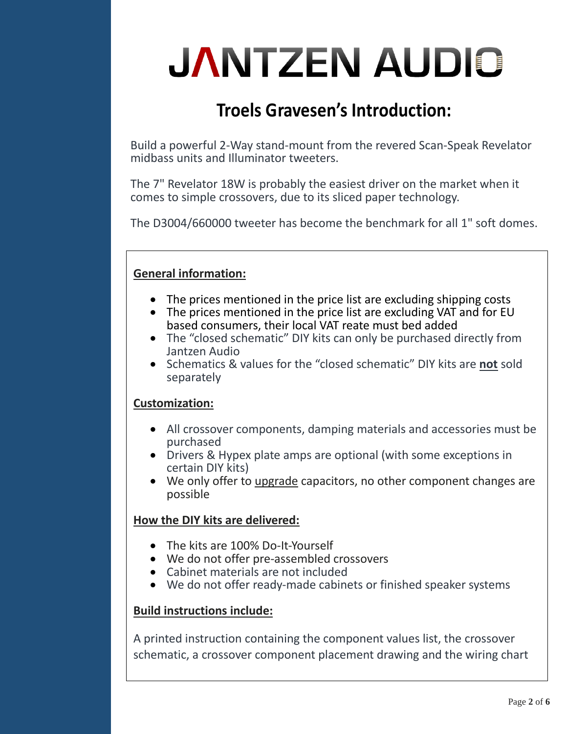# JANTZEN AUDIO

## Troels Gravesen's Introduction:

Build a powerful 2-Way stand-mount from the revered Scan-Speak Revelator midbass units and Illuminator tweeters.

The 7" Revelator 18W is probably the easiest driver on the market when it comes to simple crossovers, due to its sliced paper technology.

The D3004/660000 tweeter has become the benchmark for all 1" soft domes.

### General information:

- The prices mentioned in the price list are excluding shipping costs
- The prices mentioned in the price list are excluding VAT and for EU based consumers, their local VAT reate must bed added
- The "closed schematic" DIY kits can only be purchased directly from Jantzen Audio
- Schematics & values for the "closed schematic" DIY kits are **not** sold separately

### Customization:

- All crossover components, damping materials and accessories must be purchased
- Drivers & Hypex plate amps are optional (with some exceptions in certain DIY kits)
- We only offer to upgrade capacitors, no other component changes are possible

### How the DIY kits are delivered:

- The kits are 100% Do-It-Yourself
- We do not offer pre-assembled crossovers
- Cabinet materials are not included
- We do not offer ready-made cabinets or finished speaker systems

### Build instructions include:

A printed instruction containing the component values list, the crossover schematic, a crossover component placement drawing and the wiring chart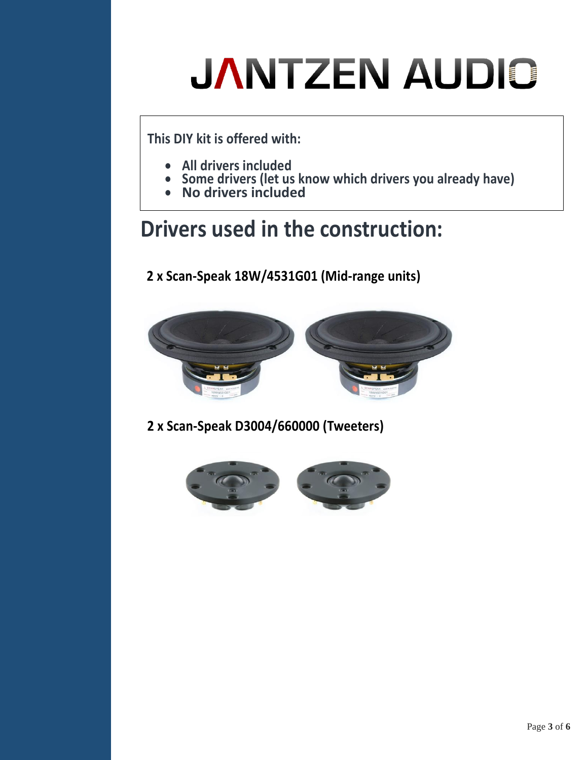# JANTZEN AUDIO

This DIY kit is offered with:

- All drivers included
- Some drivers (let us know which drivers you already have)
- No drivers included

## Drivers used in the construction:

**2 x Scan-Speak 18W/4531G01 (Mid-range units)**

**2 x Scan-Speak D3004/660000 (Tweeters)**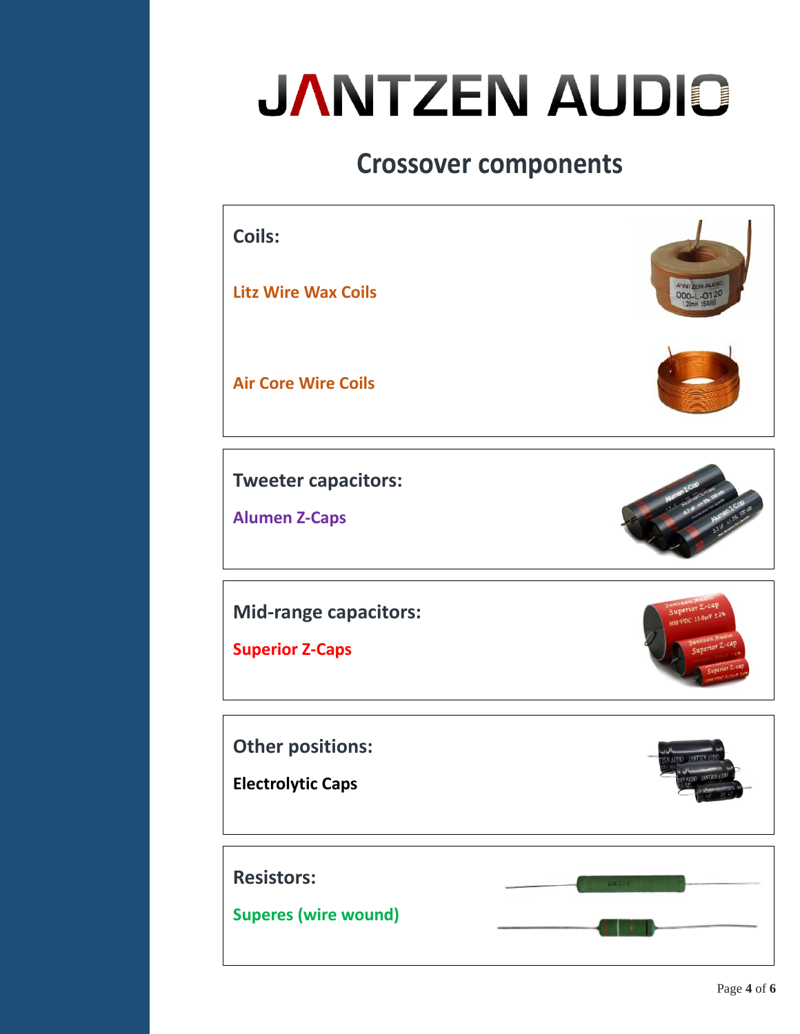# JANTZEN AUDIO

## Crossover components

**Coils:**

Litz Wire Wax Coils

Air Core Wire Coils

**Tweeter capacitors:**

Alumen Z-Caps

**Mid-range capacitors:**

Superior Z-Caps

**Other positions:**

**Electrolytic Caps**

**Resistors:**

Superes (wire wound)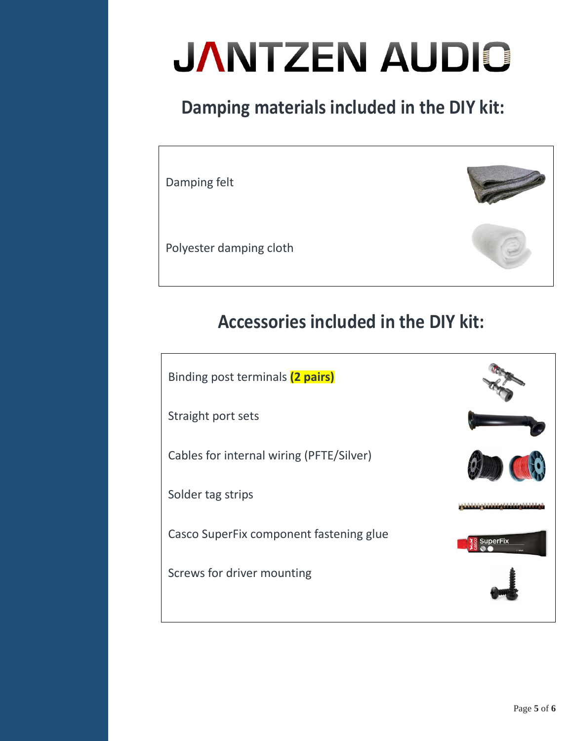# JANTZEN AUDIO

## Damping materials included in the DIY kit:

- Damping felt
- Polyester damping cloth

## Accessories included in the DIY kit:

- Binding post terminals **(2 pairs)**
- Straight port sets
- Cables for internal wiring (PFTE/Silver)
- Solder tag strips
- Casco SuperFix component fastening glue
- Screws for driver mounting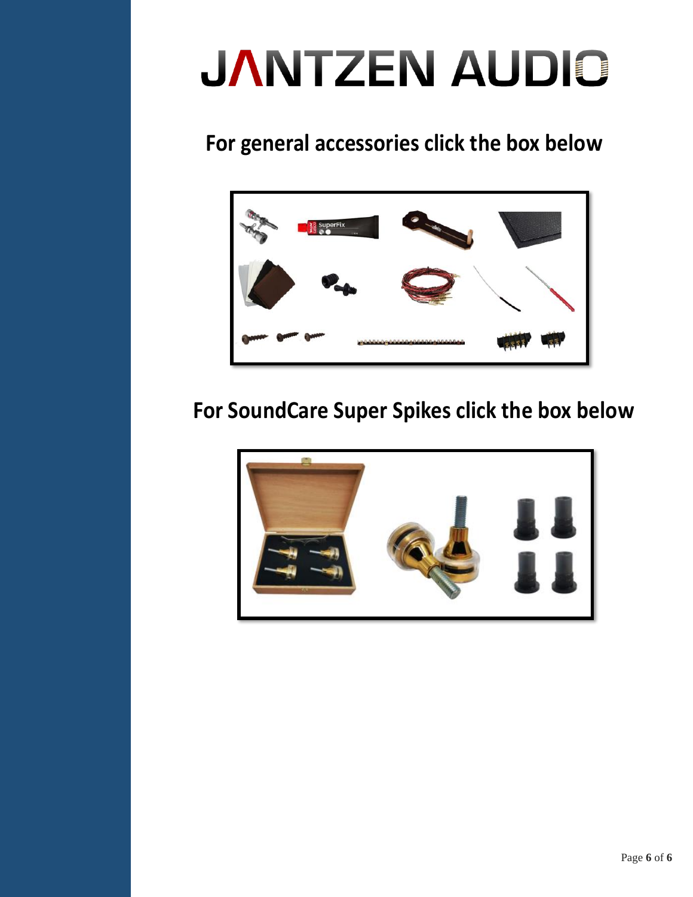# JANTZEN AUDIO

## For general accessories click the box below

## For SoundCare Super Spikes click the box below